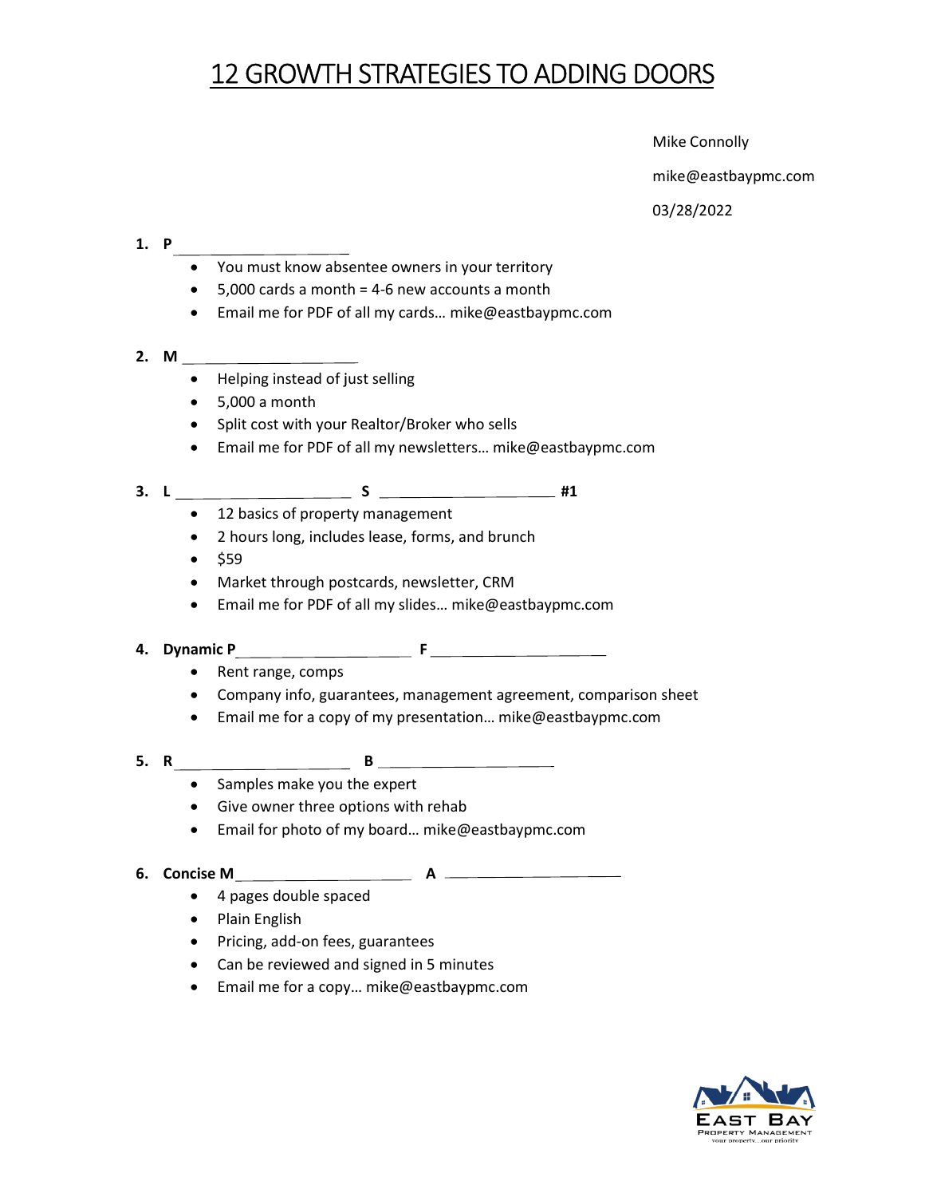# 12 GROWTH STRATEGIES TO ADDING DOORS

Mike Connolly

mike@eastbaypmc.com

03/28/2022

1. **P** ____________________
   - You must know absentee owners in your territory
   - 5,000 cards a month = 4-6 new accounts a month
   - Email me for PDF of all my cards… mike@eastbaypmc.com

2. **M** ____________________
   - Helping instead of just selling
   - 5,000 a month
   - Split cost with your Realtor/Broker who sells
   - Email me for PDF of all my newsletters… mike@eastbaypmc.com

3. **L** ____________________ **S** ____________________ **#1**
   - 12 basics of property management
   - 2 hours long, includes lease, forms, and brunch
   - $59
   - Market through postcards, newsletter, CRM
   - Email me for PDF of all my slides… mike@eastbaypmc.com

4. **Dynamic P**____________________ **F** ____________________
   - Rent range, comps
   - Company info, guarantees, management agreement, comparison sheet
   - Email me for a copy of my presentation… mike@eastbaypmc.com

5. **R** ____________________ **B** ____________________
   - Samples make you the expert
   - Give owner three options with rehab
   - Email for photo of my board… mike@eastbaypmc.com

6. **Concise M**____________________ **A** ____________________
   - 4 pages double spaced
   - Plain English
   - Pricing, add-on fees, guarantees
   - Can be reviewed and signed in 5 minutes
   - Email me for a copy… mike@eastbaypmc.com

East Bay Property Management
your property…our priority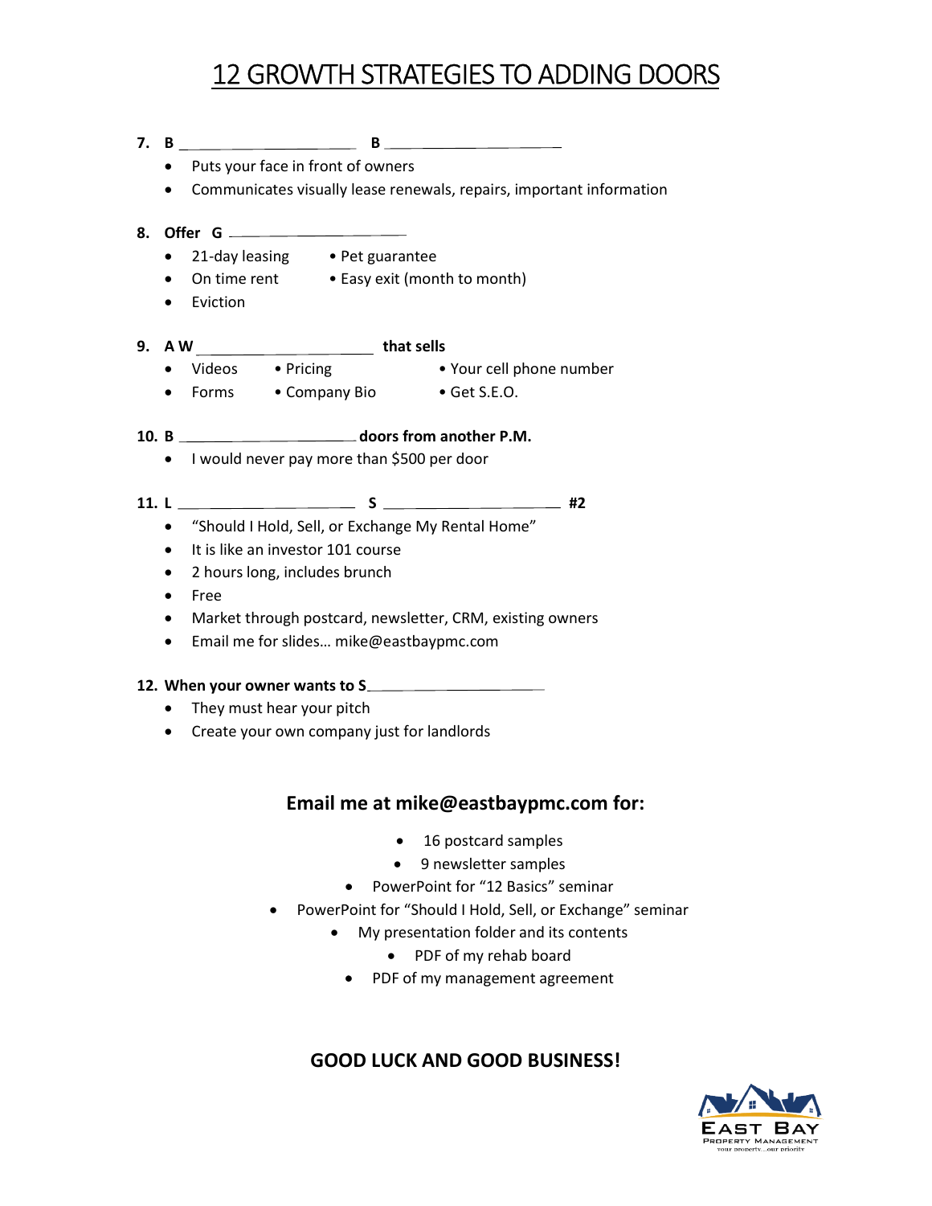# 12 GROWTH STRATEGIES TO ADDING DOORS

7. **B \_\_\_\_\_\_\_\_\_\_\_\_\_\_\_\_\_\_\_\_ B \_\_\_\_\_\_\_\_\_\_\_\_\_\_\_\_\_\_\_\_**
   - Puts your face in front of owners
   - Communicates visually lease renewals, repairs, important information

8. **Offer G \_\_\_\_\_\_\_\_\_\_\_\_\_\_\_\_\_\_\_\_**
   - 21-day leasing
   - Pet guarantee
   - On time rent
   - Easy exit (month to month)
   - Eviction

9. **A W \_\_\_\_\_\_\_\_\_\_\_\_\_\_\_\_\_\_\_\_ that sells**
   - Videos
   - Pricing
   - Your cell phone number
   - Forms
   - Company Bio
   - Get S.E.O.

10. **B \_\_\_\_\_\_\_\_\_\_\_\_\_\_\_\_\_\_\_\_ doors from another P.M.**
    - I would never pay more than $500 per door

11. **L \_\_\_\_\_\_\_\_\_\_\_\_\_\_\_\_\_\_\_\_ S \_\_\_\_\_\_\_\_\_\_\_\_\_\_\_\_\_\_\_\_ #2**
    - "Should I Hold, Sell, or Exchange My Rental Home"
    - It is like an investor 101 course
    - 2 hours long, includes brunch
    - Free
    - Market through postcard, newsletter, CRM, existing owners
    - Email me for slides… mike@eastbaypmc.com

12. **When your owner wants to S\_\_\_\_\_\_\_\_\_\_\_\_\_\_\_\_\_\_\_\_**
    - They must hear your pitch
    - Create your own company just for landlords

## Email me at mike@eastbaypmc.com for:

- 16 postcard samples
- 9 newsletter samples
- PowerPoint for "12 Basics" seminar
- PowerPoint for "Should I Hold, Sell, or Exchange" seminar
- My presentation folder and its contents
- PDF of my rehab board
- PDF of my management agreement

## GOOD LUCK AND GOOD BUSINESS!

EAST BAY
PROPERTY MANAGEMENT
your property…our priority